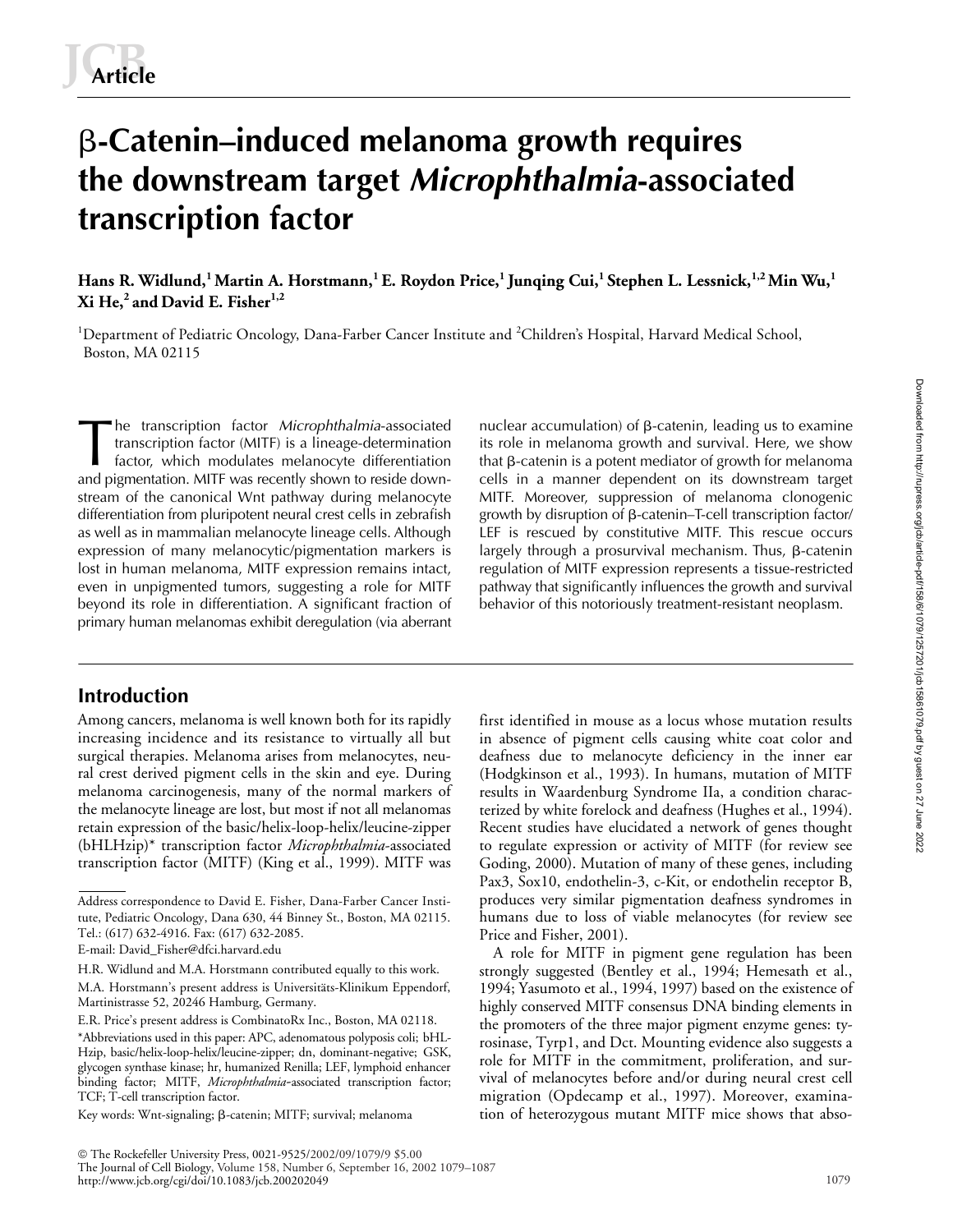# β-Catenin–induced melanoma growth requires the downstream target *Microphthalmia*-associated transcription factor

**Hans R. Widlund,[1] Martin A. Horstmann,[1] E. Roydon Price,[1] Junqing Cui,[1] Stephen L. Lessnick,[1,2] Min Wu,[1] Xi He,[2] and David E. Fisher[1,2]**

[1]Department of Pediatric Oncology, Dana-Farber Cancer Institute and [2]Children's Hospital, Harvard Medical School, Boston, MA 02115

The transcription factor *Microphthalmia*-associated transcription factor (MITF) is a lineage-determination factor, which modulates melanocyte differentiation and pigmentation. MITF was recently shown to reside downstream of the canonical Wnt pathway during melanocyte differentiation from pluripotent neural crest cells in zebrafish as well as in mammalian melanocyte lineage cells. Although expression of many melanocytic/pigmentation markers is lost in human melanoma, MITF expression remains intact, even in unpigmented tumors, suggesting a role for MITF beyond its role in differentiation. A significant fraction of primary human melanomas exhibit deregulation (via aberrant nuclear accumulation) of β-catenin, leading us to examine its role in melanoma growth and survival. Here, we show that β-catenin is a potent mediator of growth for melanoma cells in a manner dependent on its downstream target MITF. Moreover, suppression of melanoma clonogenic growth by disruption of β-catenin–T-cell transcription factor/LEF is rescued by constitutive MITF. This rescue occurs largely through a prosurvival mechanism. Thus, β-catenin regulation of MITF expression represents a tissue-restricted pathway that significantly influences the growth and survival behavior of this notoriously treatment-resistant neoplasm.

## Introduction

Among cancers, melanoma is well known both for its rapidly increasing incidence and its resistance to virtually all but surgical therapies. Melanoma arises from melanocytes, neural crest derived pigment cells in the skin and eye. During melanoma carcinogenesis, many of the normal markers of the melanocyte lineage are lost, but most if not all melanomas retain expression of the basic/helix-loop-helix/leucine-zipper (bHLHzip)* transcription factor *Microphthalmia*-associated transcription factor (MITF) (King et al., 1999). MITF was first identified in mouse as a locus whose mutation results in absence of pigment cells causing white coat color and deafness due to melanocyte deficiency in the inner ear (Hodgkinson et al., 1993). In humans, mutation of MITF results in Waardenburg Syndrome IIa, a condition characterized by white forelock and deafness (Hughes et al., 1994). Recent studies have elucidated a network of genes thought to regulate expression or activity of MITF (for review see Goding, 2000). Mutation of many of these genes, including Pax3, Sox10, endothelin-3, c-Kit, or endothelin receptor B, produces very similar pigmentation deafness syndromes in humans due to loss of viable melanocytes (for review see Price and Fisher, 2001).

A role for MITF in pigment gene regulation has been strongly suggested (Bentley et al., 1994; Hemesath et al., 1994; Yasumoto et al., 1994, 1997) based on the existence of highly conserved MITF consensus DNA binding elements in the promoters of the three major pigment enzyme genes: tyrosinase, Tyrp1, and Dct. Mounting evidence also suggests a role for MITF in the commitment, proliferation, and survival of melanocytes before and/or during neural crest cell migration (Opdecamp et al., 1997). Moreover, examination of heterozygous mutant MITF mice shows that abso-

---

Address correspondence to David E. Fisher, Dana-Farber Cancer Institute, Pediatric Oncology, Dana 630, 44 Binney St., Boston, MA 02115. Tel.: (617) 632-4916. Fax: (617) 632-2085. E-mail: David_Fisher@dfci.harvard.edu

H.R. Widlund and M.A. Horstmann contributed equally to this work.

M.A. Horstmann's present address is Universitäts-Klinikum Eppendorf, Martinistrasse 52, 20246 Hamburg, Germany.

E.R. Price's present address is CombinatoRx Inc., Boston, MA 02118.

*Abbreviations used in this paper: APC, adenomatous polyposis coli; bHLHzip, basic/helix-loop-helix/leucine-zipper; dn, dominant-negative; GSK, glycogen synthase kinase; hr, humanized Renilla; LEF, lymphoid enhancer binding factor; MITF, *Microphthalmia*-associated transcription factor; TCF; T-cell transcription factor.

Key words: Wnt-signaling; β-catenin; MITF; survival; melanoma

© The Rockefeller University Press, 0021-9525/2002/09/1079/9 $5.00
http://www.jcb.org/cgi/doi/10.1083/jcb.200202049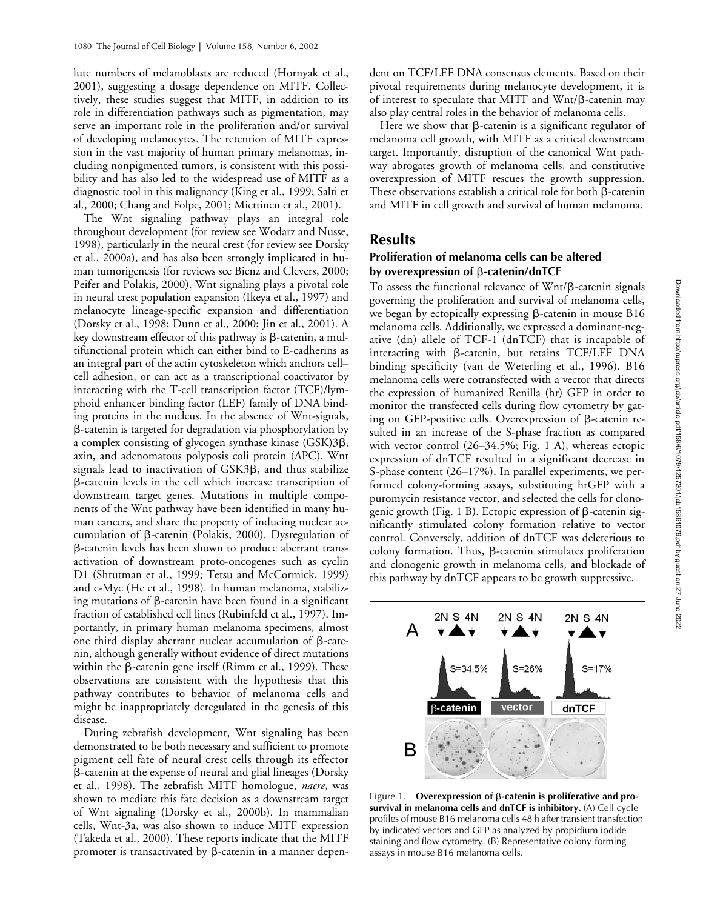lute numbers of melanoblasts are reduced (Hornyak et al., 2001), suggesting a dosage dependence on MITF. Collectively, these studies suggest that MITF, in addition to its role in differentiation pathways such as pigmentation, may serve an important role in the proliferation and/or survival of developing melanocytes. The retention of MITF expression in the vast majority of human primary melanomas, including nonpigmented tumors, is consistent with this possibility and has also led to the widespread use of MITF as a diagnostic tool in this malignancy (King et al., 1999; Salti et al., 2000; Chang and Folpe, 2001; Miettinen et al., 2001).

The Wnt signaling pathway plays an integral role throughout development (for review see Wodarz and Nusse, 1998), particularly in the neural crest (for review see Dorsky et al., 2000a), and has also been strongly implicated in human tumorigenesis (for reviews see Bienz and Clevers, 2000; Peifer and Polakis, 2000). Wnt signaling plays a pivotal role in neural crest population expansion (Ikeya et al., 1997) and melanocyte lineage-specific expansion and differentiation (Dorsky et al., 1998; Dunn et al., 2000; Jin et al., 2001). A key downstream effector of this pathway is β-catenin, a multifunctional protein which can either bind to E-cadherins as an integral part of the actin cytoskeleton which anchors cell–cell adhesion, or can act as a transcriptional coactivator by interacting with the T-cell transcription factor (TCF)/lymphoid enhancer binding factor (LEF) family of DNA binding proteins in the nucleus. In the absence of Wnt-signals, β-catenin is targeted for degradation via phosphorylation by a complex consisting of glycogen synthase kinase (GSK)3β, axin, and adenomatous polyposis coli protein (APC). Wnt signals lead to inactivation of GSK3β, and thus stabilize β-catenin levels in the cell which increase transcription of downstream target genes. Mutations in multiple components of the Wnt pathway have been identified in many human cancers, and share the property of inducing nuclear accumulation of β-catenin (Polakis, 2000). Dysregulation of β-catenin levels has been shown to produce aberrant transactivation of downstream proto-oncogenes such as cyclin D1 (Shtutman et al., 1999; Tetsu and McCormick, 1999) and c-Myc (He et al., 1998). In human melanoma, stabilizing mutations of β-catenin have been found in a significant fraction of established cell lines (Rubinfeld et al., 1997). Importantly, in primary human melanoma specimens, almost one third display aberrant nuclear accumulation of β-catenin, although generally without evidence of direct mutations within the β-catenin gene itself (Rimm et al., 1999). These observations are consistent with the hypothesis that this pathway contributes to behavior of melanoma cells and might be inappropriately deregulated in the genesis of this disease.

During zebrafish development, Wnt signaling has been demonstrated to be both necessary and sufficient to promote pigment cell fate of neural crest cells through its effector β-catenin at the expense of neural and glial lineages (Dorsky et al., 1998). The zebrafish MITF homologue, *nacre*, was shown to mediate this fate decision as a downstream target of Wnt signaling (Dorsky et al., 2000b). In mammalian cells, Wnt-3a, was also shown to induce MITF expression (Takeda et al., 2000). These reports indicate that the MITF promoter is transactivated by β-catenin in a manner dependent on TCF/LEF DNA consensus elements. Based on their pivotal requirements during melanocyte development, it is of interest to speculate that MITF and Wnt/β-catenin may also play central roles in the behavior of melanoma cells.

Here we show that β-catenin is a significant regulator of melanoma cell growth, with MITF as a critical downstream target. Importantly, disruption of the canonical Wnt pathway abrogates growth of melanoma cells, and constitutive overexpression of MITF rescues the growth suppression. These observations establish a critical role for both β-catenin and MITF in cell growth and survival of human melanoma.

## Results

### Proliferation of melanoma cells can be altered by overexpression of β-catenin/dnTCF

To assess the functional relevance of Wnt/β-catenin signals governing the proliferation and survival of melanoma cells, we began by ectopically expressing β-catenin in mouse B16 melanoma cells. Additionally, we expressed a dominant-negative (dn) allele of TCF-1 (dnTCF) that is incapable of interacting with β-catenin, but retains TCF/LEF DNA binding specificity (van de Weterling et al., 1996). B16 melanoma cells were cotransfected with a vector that directs the expression of humanized Renilla (hr) GFP in order to monitor the transfected cells during flow cytometry by gating on GFP-positive cells. Overexpression of β-catenin resulted in an increase of the S-phase fraction as compared with vector control (26–34.5%; Fig. 1 A), whereas ectopic expression of dnTCF resulted in a significant decrease in S-phase content (26–17%). In parallel experiments, we performed colony-forming assays, substituting hrGFP with a puromycin resistance vector, and selected the cells for clonogenic growth (Fig. 1 B). Ectopic expression of β-catenin significantly stimulated colony formation relative to vector control. Conversely, addition of dnTCF was deleterious to colony formation. Thus, β-catenin stimulates proliferation and clonogenic growth in melanoma cells, and blockade of this pathway by dnTCF appears to be growth suppressive.

Figure 1. **Overexpression of β-catenin is proliferative and prosurvival in melanoma cells and dnTCF is inhibitory.** (A) Cell cycle profiles of mouse B16 melanoma cells 48 h after transient transfection by indicated vectors and GFP as analyzed by propidium iodide staining and flow cytometry. (B) Representative colony-forming assays in mouse B16 melanoma cells.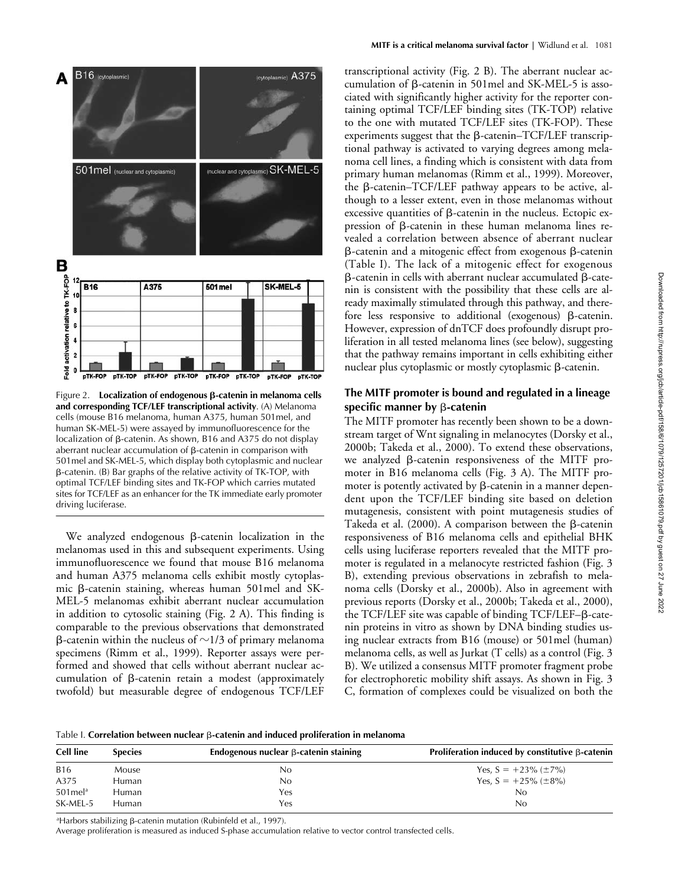Figure 2. **Localization of endogenous β-catenin in melanoma cells and corresponding TCF/LEF transcriptional activity**. (A) Melanoma cells (mouse B16 melanoma, human A375, human 501mel, and human SK-MEL-5) were assayed by immunofluorescence for the localization of β-catenin. As shown, B16 and A375 do not display aberrant nuclear accumulation of β-catenin in comparison with 501mel and SK-MEL-5, which display both cytoplasmic and nuclear β-catenin. (B) Bar graphs of the relative activity of TK-TOP, with optimal TCF/LEF binding sites and TK-FOP which carries mutated sites for TCF/LEF as an enhancer for the TK immediate early promoter driving luciferase.

We analyzed endogenous β-catenin localization in the melanomas used in this and subsequent experiments. Using immunofluorescence we found that mouse B16 melanoma and human A375 melanoma cells exhibit mostly cytoplasmic β-catenin staining, whereas human 501mel and SK-MEL-5 melanomas exhibit aberrant nuclear accumulation in addition to cytosolic staining (Fig. 2 A). This finding is comparable to the previous observations that demonstrated β-catenin within the nucleus of ~1/3 of primary melanoma specimens (Rimm et al., 1999). Reporter assays were performed and showed that cells without aberrant nuclear accumulation of β-catenin retain a modest (approximately twofold) but measurable degree of endogenous TCF/LEF transcriptional activity (Fig. 2 B). The aberrant nuclear accumulation of β-catenin in 501mel and SK-MEL-5 is associated with significantly higher activity for the reporter containing optimal TCF/LEF binding sites (TK-TOP) relative to the one with mutated TCF/LEF sites (TK-FOP). These experiments suggest that the β-catenin–TCF/LEF transcriptional pathway is activated to varying degrees among melanoma cell lines, a finding which is consistent with data from primary human melanomas (Rimm et al., 1999). Moreover, the β-catenin–TCF/LEF pathway appears to be active, although to a lesser extent, even in those melanomas without excessive quantities of β-catenin in the nucleus. Ectopic expression of β-catenin in these human melanoma lines revealed a correlation between absence of aberrant nuclear β-catenin and a mitogenic effect from exogenous β-catenin (Table I). The lack of a mitogenic effect for exogenous β-catenin in cells with aberrant nuclear accumulated β-catenin is consistent with the possibility that these cells are already maximally stimulated through this pathway, and therefore less responsive to additional (exogenous) β-catenin. However, expression of dnTCF does profoundly disrupt proliferation in all tested melanoma lines (see below), suggesting that the pathway remains important in cells exhibiting either nuclear plus cytoplasmic or mostly cytoplasmic β-catenin.

## The MITF promoter is bound and regulated in a lineage specific manner by β-catenin

The MITF promoter has recently been shown to be a downstream target of Wnt signaling in melanocytes (Dorsky et al., 2000b; Takeda et al., 2000). To extend these observations, we analyzed β-catenin responsiveness of the MITF promoter in B16 melanoma cells (Fig. 3 A). The MITF promoter is potently activated by β-catenin in a manner dependent upon the TCF/LEF binding site based on deletion mutagenesis, consistent with point mutagenesis studies of Takeda et al. (2000). A comparison between the β-catenin responsiveness of B16 melanoma cells and epithelial BHK cells using luciferase reporters revealed that the MITF promoter is regulated in a melanocyte restricted fashion (Fig. 3 B), extending previous observations in zebrafish to melanoma cells (Dorsky et al., 2000b). Also in agreement with previous reports (Dorsky et al., 2000b; Takeda et al., 2000), the TCF/LEF site was capable of binding TCF/LEF–β-catenin proteins in vitro as shown by DNA binding studies using nuclear extracts from B16 (mouse) or 501mel (human) melanoma cells, as well as Jurkat (T cells) as a control (Fig. 3 B). We utilized a consensus MITF promoter fragment probe for electrophoretic mobility shift assays. As shown in Fig. 3 C, formation of complexes could be visualized on both the

Table I. **Correlation between nuclear β-catenin and induced proliferation in melanoma**

| Cell line | Species | Endogenous nuclear β-catenin staining | Proliferation induced by constitutive β-catenin |
|---|---|---|---|
| B16 | Mouse | No | Yes, S = +23% (±7%) |
| A375 | Human | No | Yes, S = +25% (±8%) |
| 501mel[a] | Human | Yes | No |
| SK-MEL-5 | Human | Yes | No |

[a]Harbors stabilizing β-catenin mutation (Rubinfeld et al., 1997).

Average proliferation is measured as induced S-phase accumulation relative to vector control transfected cells.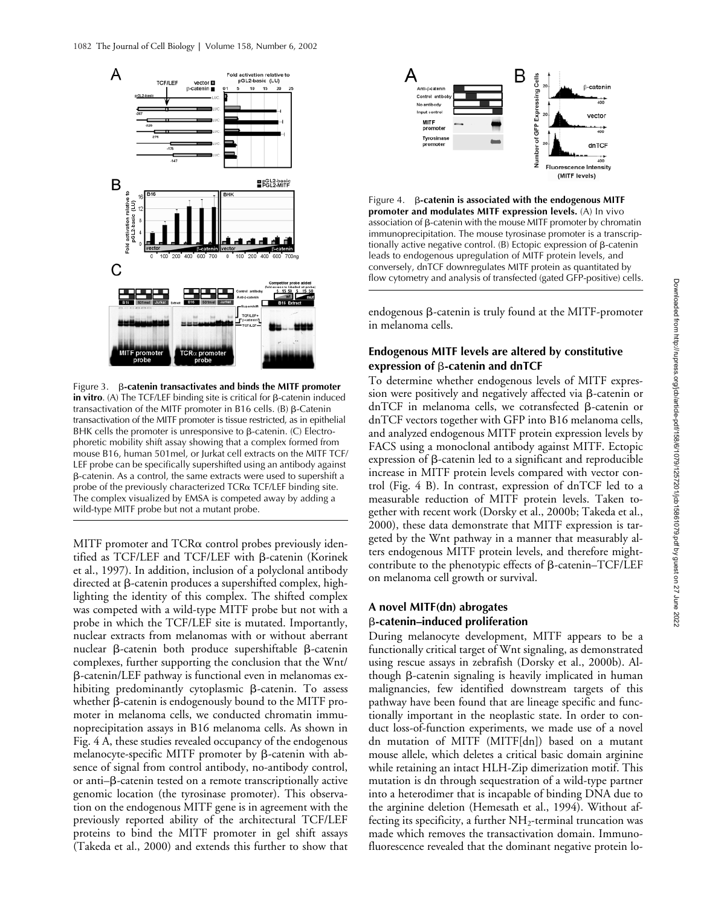Figure 3. **β-catenin transactivates and binds the MITF promoter in vitro**. (A) The TCF/LEF binding site is critical for β-catenin induced transactivation of the MITF promoter in B16 cells. (B) β-Catenin transactivation of the MITF promoter is tissue restricted, as in epithelial BHK cells the promoter is unresponsive to β-catenin. (C) Electrophoretic mobility shift assay showing that a complex formed from mouse B16, human 501mel, or Jurkat cell extracts on the MITF TCF/LEF probe can be specifically supershifted using an antibody against β-catenin. As a control, the same extracts were used to supershift a probe of the previously characterized TCRα TCF/LEF binding site. The complex visualized by EMSA is competed away by adding a wild-type MITF probe but not a mutant probe.

Figure 4. **β-catenin is associated with the endogenous MITF promoter and modulates MITF expression levels.** (A) In vivo association of β-catenin with the mouse MITF promoter by chromatin immunoprecipitation. The mouse tyrosinase promoter is a transcriptionally active negative control. (B) Ectopic expression of β-catenin leads to endogenous upregulation of MITF protein levels, and conversely, dnTCF downregulates MITF protein as quantitated by flow cytometry and analysis of transfected (gated GFP-positive) cells.

MITF promoter and TCRα control probes previously identified as TCF/LEF and TCF/LEF with β-catenin (Korinek et al., 1997). In addition, inclusion of a polyclonal antibody directed at β-catenin produces a supershifted complex, highlighting the identity of this complex. The shifted complex was competed with a wild-type MITF probe but not with a probe in which the TCF/LEF site is mutated. Importantly, nuclear extracts from melanomas with or without aberrant nuclear β-catenin both produce supershiftable β-catenin complexes, further supporting the conclusion that the Wnt/β-catenin/LEF pathway is functional even in melanomas exhibiting predominantly cytoplasmic β-catenin. To assess whether β-catenin is endogenously bound to the MITF promoter in melanoma cells, we conducted chromatin immunoprecipitation assays in B16 melanoma cells. As shown in Fig. 4 A, these studies revealed occupancy of the endogenous melanocyte-specific MITF promoter by β-catenin with absence of signal from control antibody, no-antibody control, or anti–β-catenin tested on a remote transcriptionally active genomic location (the tyrosinase promoter). This observation on the endogenous MITF gene is in agreement with the previously reported ability of the architectural TCF/LEF proteins to bind the MITF promoter in gel shift assays (Takeda et al., 2000) and extends this further to show that endogenous β-catenin is truly found at the MITF-promoter in melanoma cells.

### Endogenous MITF levels are altered by constitutive expression of β-catenin and dnTCF

To determine whether endogenous levels of MITF expression were positively and negatively affected via β-catenin or dnTCF in melanoma cells, we cotransfected β-catenin or dnTCF vectors together with GFP into B16 melanoma cells, and analyzed endogenous MITF protein expression levels by FACS using a monoclonal antibody against MITF. Ectopic expression of β-catenin led to a significant and reproducible increase in MITF protein levels compared with vector control (Fig. 4 B). In contrast, expression of dnTCF led to a measurable reduction of MITF protein levels. Taken together with recent work (Dorsky et al., 2000b; Takeda et al., 2000), these data demonstrate that MITF expression is targeted by the Wnt pathway in a manner that measurably alters endogenous MITF protein levels, and therefore might contribute to the phenotypic effects of β-catenin–TCF/LEF on melanoma cell growth or survival.

### A novel MITF(dn) abrogates β-catenin–induced proliferation

During melanocyte development, MITF appears to be a functionally critical target of Wnt signaling, as demonstrated using rescue assays in zebrafish (Dorsky et al., 2000b). Although β-catenin signaling is heavily implicated in human malignancies, few identified downstream targets of this pathway have been found that are lineage specific and functionally important in the neoplastic state. In order to conduct loss-of-function experiments, we made use of a novel dn mutation of MITF (MITF[dn]) based on a mutant mouse allele, which deletes a critical basic domain arginine while retaining an intact HLH-Zip dimerization motif. This mutation is dn through sequestration of a wild-type partner into a heterodimer that is incapable of binding DNA due to the arginine deletion (Hemesath et al., 1994). Without affecting its specificity, a further $NH_2$-terminal truncation was made which removes the transactivation domain. Immunofluorescence revealed that the dominant negative protein lo-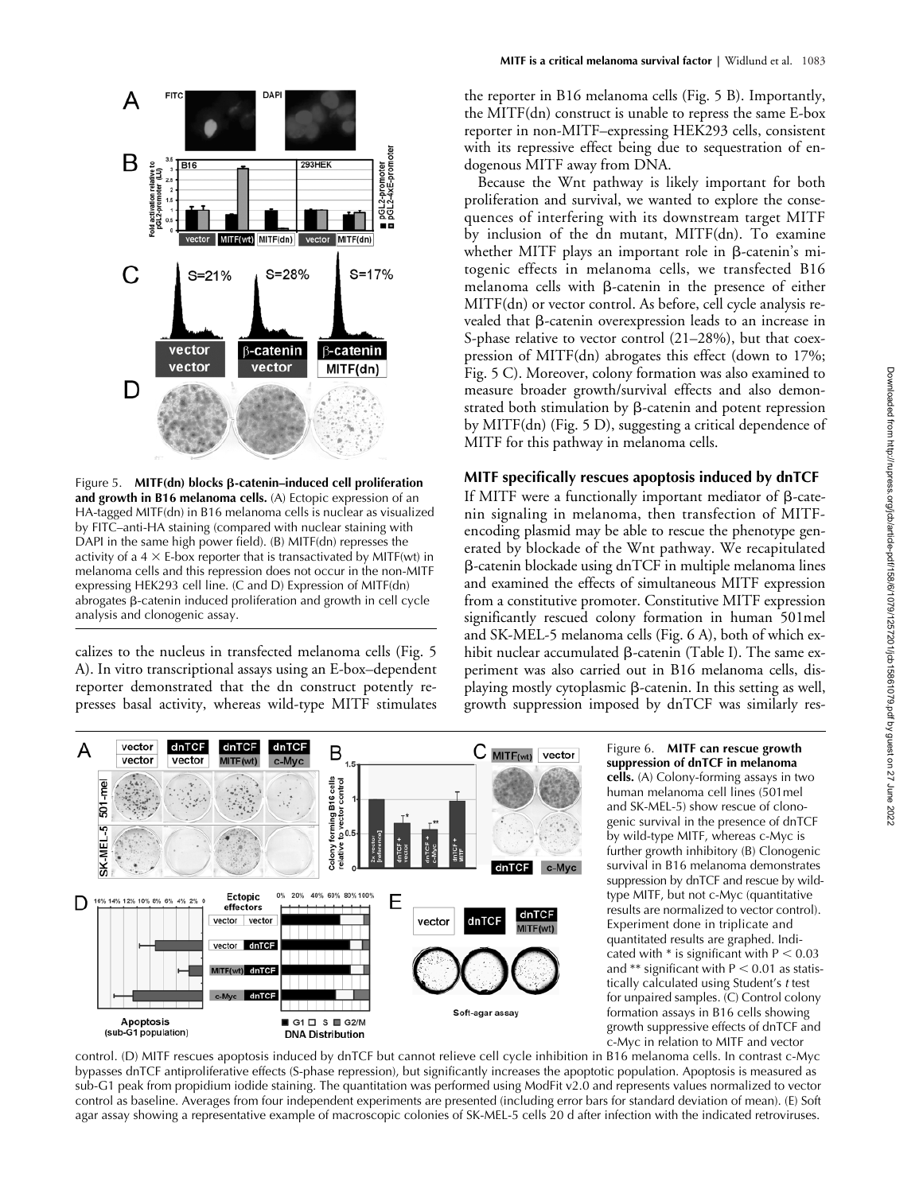Figure 5. **MITF(dn) blocks β-catenin–induced cell proliferation and growth in B16 melanoma cells.** (A) Ectopic expression of an HA-tagged MITF(dn) in B16 melanoma cells is nuclear as visualized by FITC–anti-HA staining (compared with nuclear staining with DAPI in the same high power field). (B) MITF(dn) represses the activity of a 4 × E-box reporter that is transactivated by MITF(wt) in melanoma cells and this repression does not occur in the non-MITF expressing HEK293 cell line. (C and D) Expression of MITF(dn) abrogates β-catenin induced proliferation and growth in cell cycle analysis and clonogenic assay.

calizes to the nucleus in transfected melanoma cells (Fig. 5 A). In vitro transcriptional assays using an E-box–dependent reporter demonstrated that the dn construct potently represses basal activity, whereas wild-type MITF stimulates the reporter in B16 melanoma cells (Fig. 5 B). Importantly, the MITF(dn) construct is unable to repress the same E-box reporter in non-MITF–expressing HEK293 cells, consistent with its repressive effect being due to sequestration of endogenous MITF away from DNA.

Because the Wnt pathway is likely important for both proliferation and survival, we wanted to explore the consequences of interfering with its downstream target MITF by inclusion of the dn mutant, MITF(dn). To examine whether MITF plays an important role in β-catenin's mitogenic effects in melanoma cells, we transfected B16 melanoma cells with β-catenin in the presence of either MITF(dn) or vector control. As before, cell cycle analysis revealed that β-catenin overexpression leads to an increase in S-phase relative to vector control (21–28%), but that coexpression of MITF(dn) abrogates this effect (down to 17%; Fig. 5 C). Moreover, colony formation was also examined to measure broader growth/survival effects and also demonstrated both stimulation by β-catenin and potent repression by MITF(dn) (Fig. 5 D), suggesting a critical dependence of MITF for this pathway in melanoma cells.

## MITF specifically rescues apoptosis induced by dnTCF

If MITF were a functionally important mediator of β-catenin signaling in melanoma, then transfection of MITF-encoding plasmid may be able to rescue the phenotype generated by blockade of the Wnt pathway. We recapitulated β-catenin blockade using dnTCF in multiple melanoma lines and examined the effects of simultaneous MITF expression from a constitutive promoter. Constitutive MITF expression significantly rescued colony formation in human 501mel and SK-MEL-5 melanoma cells (Fig. 6 A), both of which exhibit nuclear accumulated β-catenin (Table I). The same experiment was also carried out in B16 melanoma cells, displaying mostly cytoplasmic β-catenin. In this setting as well, growth suppression imposed by dnTCF was similarly res-

Figure 6. **MITF can rescue growth suppression of dnTCF in melanoma cells.** (A) Colony-forming assays in two human melanoma cell lines (501mel and SK-MEL-5) show rescue of clonogenic survival in the presence of dnTCF by wild-type MITF, whereas c-Myc is further growth inhibitory (B) Clonogenic survival in B16 melanoma demonstrates suppression by dnTCF and rescue by wild-type MITF, but not c-Myc (quantitative results are normalized to vector control). Experiment done in triplicate and quantitated results are graphed. Indicated with * is significant with $P < 0.03$ and ** significant with $P < 0.01$ as statistically calculated using Student's *t* test for unpaired samples. (C) Control colony formation assays in B16 cells showing growth suppressive effects of dnTCF and c-Myc in relation to MITF and vector control. (D) MITF rescues apoptosis induced by dnTCF but cannot relieve cell cycle inhibition in B16 melanoma cells. In contrast c-Myc bypasses dnTCF antiproliferative effects (S-phase repression), but significantly increases the apoptotic population. Apoptosis is measured as sub-G1 peak from propidium iodide staining. The quantitation was performed using ModFit v2.0 and represents values normalized to vector control as baseline. Averages from four independent experiments are presented (including error bars for standard deviation of mean). (E) Soft agar assay showing a representative example of macroscopic colonies of SK-MEL-5 cells 20 d after infection with the indicated retroviruses.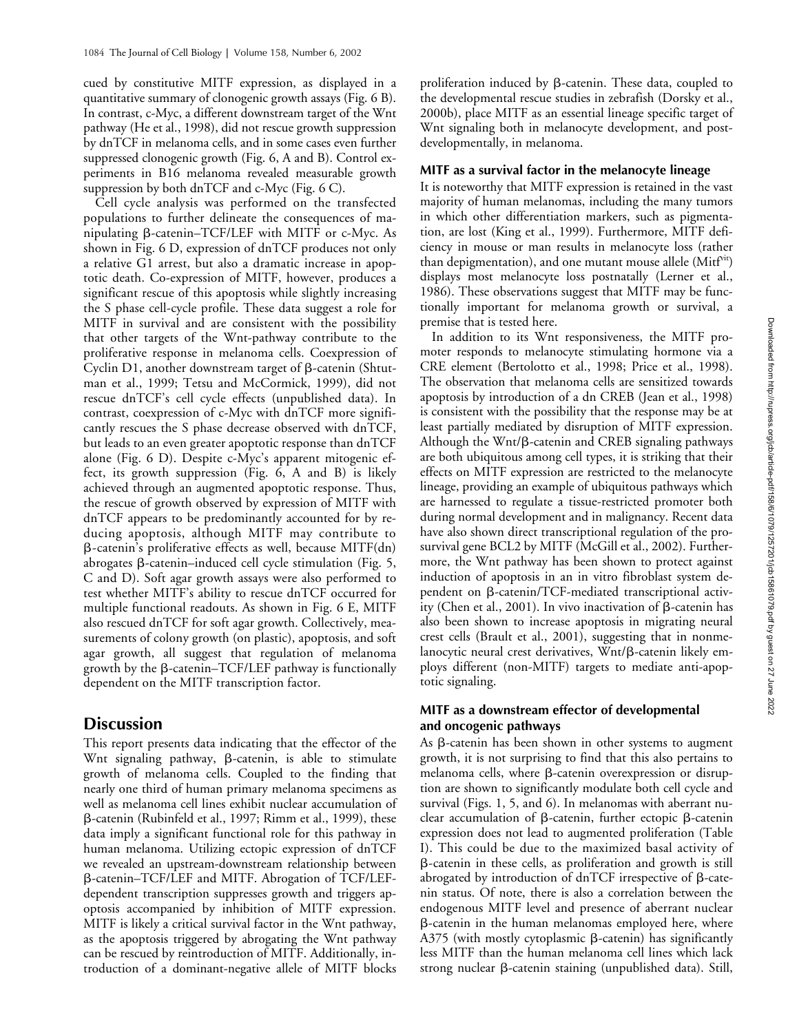cued by constitutive MITF expression, as displayed in a quantitative summary of clonogenic growth assays (Fig. 6 B). In contrast, c-Myc, a different downstream target of the Wnt pathway (He et al., 1998), did not rescue growth suppression by dnTCF in melanoma cells, and in some cases even further suppressed clonogenic growth (Fig. 6, A and B). Control experiments in B16 melanoma revealed measurable growth suppression by both dnTCF and c-Myc (Fig. 6 C).

Cell cycle analysis was performed on the transfected populations to further delineate the consequences of manipulating β-catenin–TCF/LEF with MITF or c-Myc. As shown in Fig. 6 D, expression of dnTCF produces not only a relative G1 arrest, but also a dramatic increase in apoptotic death. Co-expression of MITF, however, produces a significant rescue of this apoptosis while slightly increasing the S phase cell-cycle profile. These data suggest a role for MITF in survival and are consistent with the possibility that other targets of the Wnt-pathway contribute to the proliferative response in melanoma cells. Coexpression of Cyclin D1, another downstream target of β-catenin (Shtutman et al., 1999; Tetsu and McCormick, 1999), did not rescue dnTCF's cell cycle effects (unpublished data). In contrast, coexpression of c-Myc with dnTCF more significantly rescues the S phase decrease observed with dnTCF, but leads to an even greater apoptotic response than dnTCF alone (Fig. 6 D). Despite c-Myc's apparent mitogenic effect, its growth suppression (Fig. 6, A and B) is likely achieved through an augmented apoptotic response. Thus, the rescue of growth observed by expression of MITF with dnTCF appears to be predominantly accounted for by reducing apoptosis, although MITF may contribute to β-catenin's proliferative effects as well, because MITF(dn) abrogates β-catenin–induced cell cycle stimulation (Fig. 5, C and D). Soft agar growth assays were also performed to test whether MITF's ability to rescue dnTCF occurred for multiple functional readouts. As shown in Fig. 6 E, MITF also rescued dnTCF for soft agar growth. Collectively, measurements of colony growth (on plastic), apoptosis, and soft agar growth, all suggest that regulation of melanoma growth by the β-catenin–TCF/LEF pathway is functionally dependent on the MITF transcription factor.

# Discussion

This report presents data indicating that the effector of the Wnt signaling pathway, β-catenin, is able to stimulate growth of melanoma cells. Coupled to the finding that nearly one third of human primary melanoma specimens as well as melanoma cell lines exhibit nuclear accumulation of β-catenin (Rubinfeld et al., 1997; Rimm et al., 1999), these data imply a significant functional role for this pathway in human melanoma. Utilizing ectopic expression of dnTCF we revealed an upstream-downstream relationship between β-catenin–TCF/LEF and MITF. Abrogation of TCF/LEF-dependent transcription suppresses growth and triggers apoptosis accompanied by inhibition of MITF expression. MITF is likely a critical survival factor in the Wnt pathway, as the apoptosis triggered by abrogating the Wnt pathway can be rescued by reintroduction of MITF. Additionally, introduction of a dominant-negative allele of MITF blocks proliferation induced by β-catenin. These data, coupled to the developmental rescue studies in zebrafish (Dorsky et al., 2000b), place MITF as an essential lineage specific target of Wnt signaling both in melanocyte development, and post-developmentally, in melanoma.

## MITF as a survival factor in the melanocyte lineage

It is noteworthy that MITF expression is retained in the vast majority of human melanomas, including the many tumors in which other differentiation markers, such as pigmentation, are lost (King et al., 1999). Furthermore, MITF deficiency in mouse or man results in melanocyte loss (rather than depigmentation), and one mutant mouse allele (Mitf$^{vit}$) displays most melanocyte loss postnatally (Lerner et al., 1986). These observations suggest that MITF may be functionally important for melanoma growth or survival, a premise that is tested here.

In addition to its Wnt responsiveness, the MITF promoter responds to melanocyte stimulating hormone via a CRE element (Bertolotto et al., 1998; Price et al., 1998). The observation that melanoma cells are sensitized towards apoptosis by introduction of a dn CREB (Jean et al., 1998) is consistent with the possibility that the response may be at least partially mediated by disruption of MITF expression. Although the Wnt/β-catenin and CREB signaling pathways are both ubiquitous among cell types, it is striking that their effects on MITF expression are restricted to the melanocyte lineage, providing an example of ubiquitous pathways which are harnessed to regulate a tissue-restricted promoter both during normal development and in malignancy. Recent data have also shown direct transcriptional regulation of the pro-survival gene BCL2 by MITF (McGill et al., 2002). Furthermore, the Wnt pathway has been shown to protect against induction of apoptosis in an in vitro fibroblast system dependent on β-catenin/TCF-mediated transcriptional activity (Chen et al., 2001). In vivo inactivation of β-catenin has also been shown to increase apoptosis in migrating neural crest cells (Brault et al., 2001), suggesting that in nonmelanocytic neural crest derivatives, Wnt/β-catenin likely employs different (non-MITF) targets to mediate anti-apoptotic signaling.

## MITF as a downstream effector of developmental and oncogenic pathways

As β-catenin has been shown in other systems to augment growth, it is not surprising to find that this also pertains to melanoma cells, where β-catenin overexpression or disruption are shown to significantly modulate both cell cycle and survival (Figs. 1, 5, and 6). In melanomas with aberrant nuclear accumulation of β-catenin, further ectopic β-catenin expression does not lead to augmented proliferation (Table I). This could be due to the maximized basal activity of β-catenin in these cells, as proliferation and growth is still abrogated by introduction of dnTCF irrespective of β-catenin status. Of note, there is also a correlation between the endogenous MITF level and presence of aberrant nuclear β-catenin in the human melanomas employed here, where A375 (with mostly cytoplasmic β-catenin) has significantly less MITF than the human melanoma cell lines which lack strong nuclear β-catenin staining (unpublished data). Still,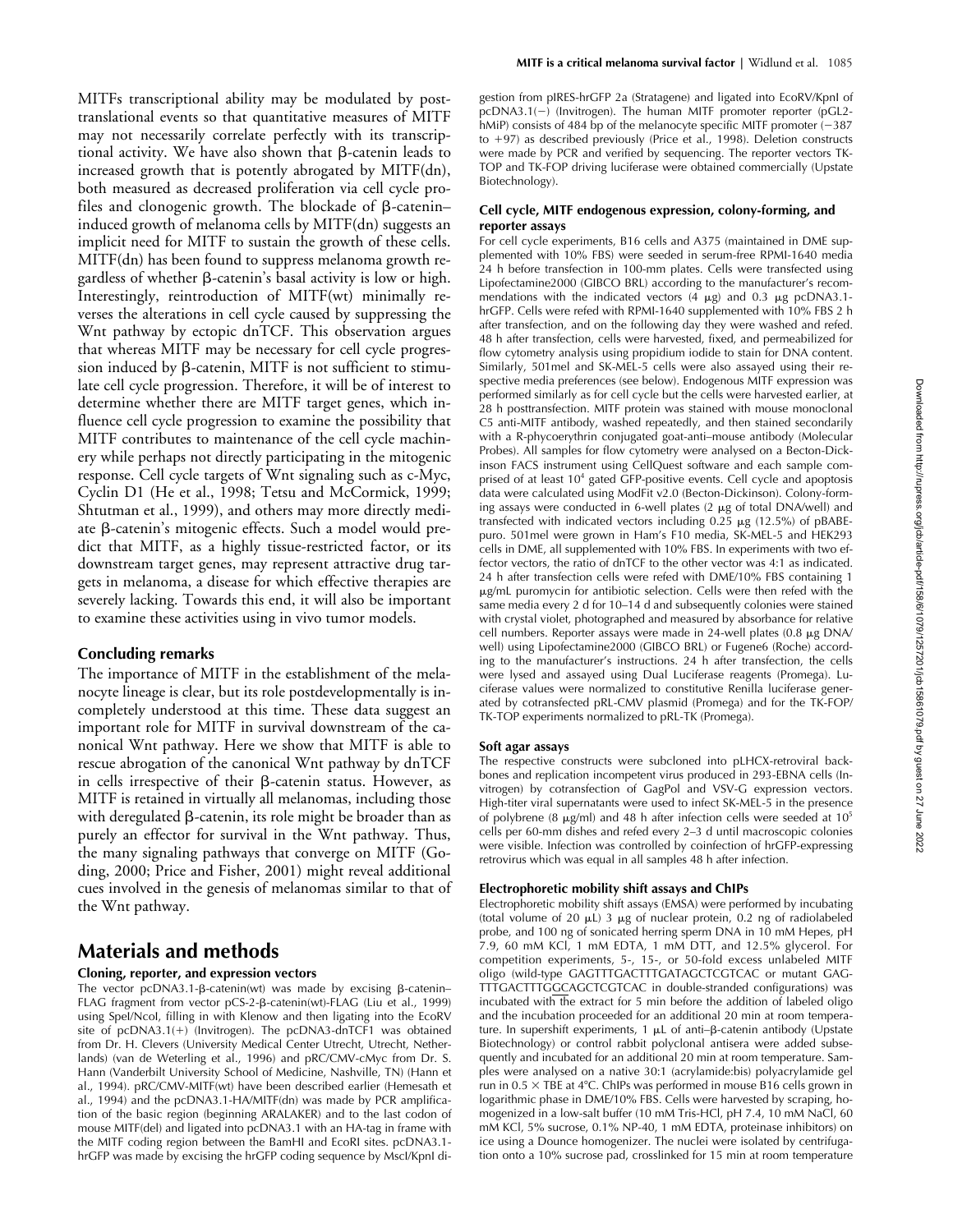MITFs transcriptional ability may be modulated by posttranslational events so that quantitative measures of MITF may not necessarily correlate perfectly with its transcriptional activity. We have also shown that β-catenin leads to increased growth that is potently abrogated by MITF(dn), both measured as decreased proliferation via cell cycle profiles and clonogenic growth. The blockade of β-catenin–induced growth of melanoma cells by MITF(dn) suggests an implicit need for MITF to sustain the growth of these cells. MITF(dn) has been found to suppress melanoma growth regardless of whether β-catenin's basal activity is low or high. Interestingly, reintroduction of MITF(wt) minimally reverses the alterations in cell cycle caused by suppressing the Wnt pathway by ectopic dnTCF. This observation argues that whereas MITF may be necessary for cell cycle progression induced by β-catenin, MITF is not sufficient to stimulate cell cycle progression. Therefore, it will be of interest to determine whether there are MITF target genes, which influence cell cycle progression to examine the possibility that MITF contributes to maintenance of the cell cycle machinery while perhaps not directly participating in the mitogenic response. Cell cycle targets of Wnt signaling such as c-Myc, Cyclin D1 (He et al., 1998; Tetsu and McCormick, 1999; Shtutman et al., 1999), and others may more directly mediate β-catenin's mitogenic effects. Such a model would predict that MITF, as a highly tissue-restricted factor, or its downstream target genes, may represent attractive drug targets in melanoma, a disease for which effective therapies are severely lacking. Towards this end, it will also be important to examine these activities using in vivo tumor models.

### Concluding remarks

The importance of MITF in the establishment of the melanocyte lineage is clear, but its role postdevelopmentally is incompletely understood at this time. These data suggest an important role for MITF in survival downstream of the canonical Wnt pathway. Here we show that MITF is able to rescue abrogation of the canonical Wnt pathway by dnTCF in cells irrespective of their β-catenin status. However, as MITF is retained in virtually all melanomas, including those with deregulated β-catenin, its role might be broader than as purely an effector for survival in the Wnt pathway. Thus, the many signaling pathways that converge on MITF (Goding, 2000; Price and Fisher, 2001) might reveal additional cues involved in the genesis of melanomas similar to that of the Wnt pathway.

## Materials and methods

### Cloning, reporter, and expression vectors

The vector pcDNA3.1-β-catenin(wt) was made by excising β-catenin–FLAG fragment from vector pCS-2-β-catenin(wt)-FLAG (Liu et al., 1999) using SpeI/NcoI, filling in with Klenow and then ligating into the EcoRV site of pcDNA3.1(+) (Invitrogen). The pcDNA3-dnTCF1 was obtained from Dr. H. Clevers (University Medical Center Utrecht, Utrecht, Netherlands) (van de Wetering et al., 1996) and pRC/CMV-cMyc from Dr. S. Hann (Vanderbilt University School of Medicine, Nashville, TN) (Hann et al., 1994). pRC/CMV-MITF(wt) have been described earlier (Hemesath et al., 1994) and the pcDNA3.1-HA/MITF(dn) was made by PCR amplification of the basic region (beginning ARALAKER) and to the last codon of mouse MITF(del) and ligated into pcDNA3.1 with an HA-tag in frame with the MITF coding region between the BamHI and EcoRI sites. pcDNA3.1-hrGFP was made by excising the hrGFP coding sequence by MscI/KpnI digestion from pIRES-hrGFP 2a (Stratagene) and ligated into EcoRV/KpnI of pcDNA3.1(−) (Invitrogen). The human MITF promoter reporter (pGL2-hMiP) consists of 484 bp of the melanocyte specific MITF promoter (−387 to +97) as described previously (Price et al., 1998). Deletion constructs were made by PCR and verified by sequencing. The reporter vectors TK-TOP and TK-FOP driving luciferase were obtained commercially (Upstate Biotechnology).

### Cell cycle, MITF endogenous expression, colony-forming, and reporter assays

For cell cycle experiments, B16 cells and A375 (maintained in DME supplemented with 10% FBS) were seeded in serum-free RPMI-1640 media 24 h before transfection in 100-mm plates. Cells were transfected using Lipofectamine2000 (GIBCO BRL) according to the manufacturer's recommendations with the indicated vectors (4 μg) and 0.3 μg pcDNA3.1-hrGFP. Cells were refed with RPMI-1640 supplemented with 10% FBS 2 h after transfection, and on the following day they were washed and refed. 48 h after transfection, cells were harvested, fixed, and permeabilized for flow cytometry analysis using propidium iodide to stain for DNA content. Similarly, 501mel and SK-MEL-5 cells were also assayed using their respective media preferences (see below). Endogenous MITF expression was performed similarly as for cell cycle but the cells were harvested earlier, at 28 h posttransfection. MITF protein was stained with mouse monoclonal C5 anti-MITF antibody, washed repeatedly, and then stained secondarily with a R-phycoerythrin conjugated goat-anti–mouse antibody (Molecular Probes). All samples for flow cytometry were analysed on a Becton-Dickinson FACS instrument using CellQuest software and each sample comprised of at least $10^4$ gated GFP-positive events. Cell cycle and apoptosis data were calculated using ModFit v2.0 (Becton-Dickinson). Colony-forming assays were conducted in 6-well plates (2 μg of total DNA/well) and transfected with indicated vectors including 0.25 μg (12.5%) of pBABE-puro. 501mel were grown in Ham's F10 media, SK-MEL-5 and HEK293 cells in DME, all supplemented with 10% FBS. In experiments with two effector vectors, the ratio of dnTCF to the other vector was 4:1 as indicated. 24 h after transfection cells were refed with DME/10% FBS containing 1 μg/mL puromycin for antibiotic selection. Cells were then refed with the same media every 2 d for 10–14 d and subsequently colonies were stained with crystal violet, photographed and measured by absorbance for relative cell numbers. Reporter assays were made in 24-well plates (0.8 μg DNA/well) using Lipofectamine2000 (GIBCO BRL) or Fugene6 (Roche) according to the manufacturer's instructions. 24 h after transfection, the cells were lysed and assayed using Dual Luciferase reagents (Promega). Luciferase values were normalized to constitutive Renilla luciferase generated by cotransfected pRL-CMV plasmid (Promega) and for the TK-FOP/TK-TOP experiments normalized to pRL-TK (Promega).

### Soft agar assays

The respective constructs were subcloned into pLHCX-retroviral backbones and replication incompetent virus produced in 293-EBNA cells (Invitrogen) by cotransfection of GagPol and VSV-G expression vectors. High-titer viral supernatants were used to infect SK-MEL-5 in the presence of polybrene (8 μg/ml) and 48 h after infection cells were seeded at $10^5$ cells per 60-mm dishes and refed every 2–3 d until macroscopic colonies were visible. Infection was controlled by coinfection of hrGFP-expressing retrovirus which was equal in all samples 48 h after infection.

### Electrophoretic mobility shift assays and ChIPs

Electrophoretic mobility shift assays (EMSA) were performed by incubating (total volume of 20 μL) 3 μg of nuclear protein, 0.2 ng of radiolabeled probe, and 100 ng of sonicated herring sperm DNA in 10 mM Hepes, pH 7.9, 60 mM KCl, 1 mM EDTA, 1 mM DTT, and 12.5% glycerol. For competition experiments, 5-, 15-, or 50-fold excess unlabeled MITF oligo (wild-type GAGTTTGACTTTGATAGCTCGTCAC or mutant GAGTTTGACTTTGGCAGCTCGTCAC in double-stranded configurations) was incubated with the extract for 5 min before the addition of labeled oligo and the incubation proceeded for an additional 20 min at room temperature. In supershift experiments, 1 μL of anti–β-catenin antibody (Upstate Biotechnology) or control rabbit polyclonal antisera were added subsequently and incubated for an additional 20 min at room temperature. Samples were analysed on a native 30:1 (acrylamide:bis) polyacrylamide gel run in 0.5 × TBE at 4°C. ChIPs was performed in mouse B16 cells grown in logarithmic phase in DME/10% FBS. Cells were harvested by scraping, homogenized in a low-salt buffer (10 mM Tris-HCl, pH 7.4, 10 mM NaCl, 60 mM KCl, 5% sucrose, 0.1% NP-40, 1 mM EDTA, proteinase inhibitors) on ice using a Dounce homogenizer. The nuclei were isolated by centrifugation onto a 10% sucrose pad, crosslinked for 15 min at room temperature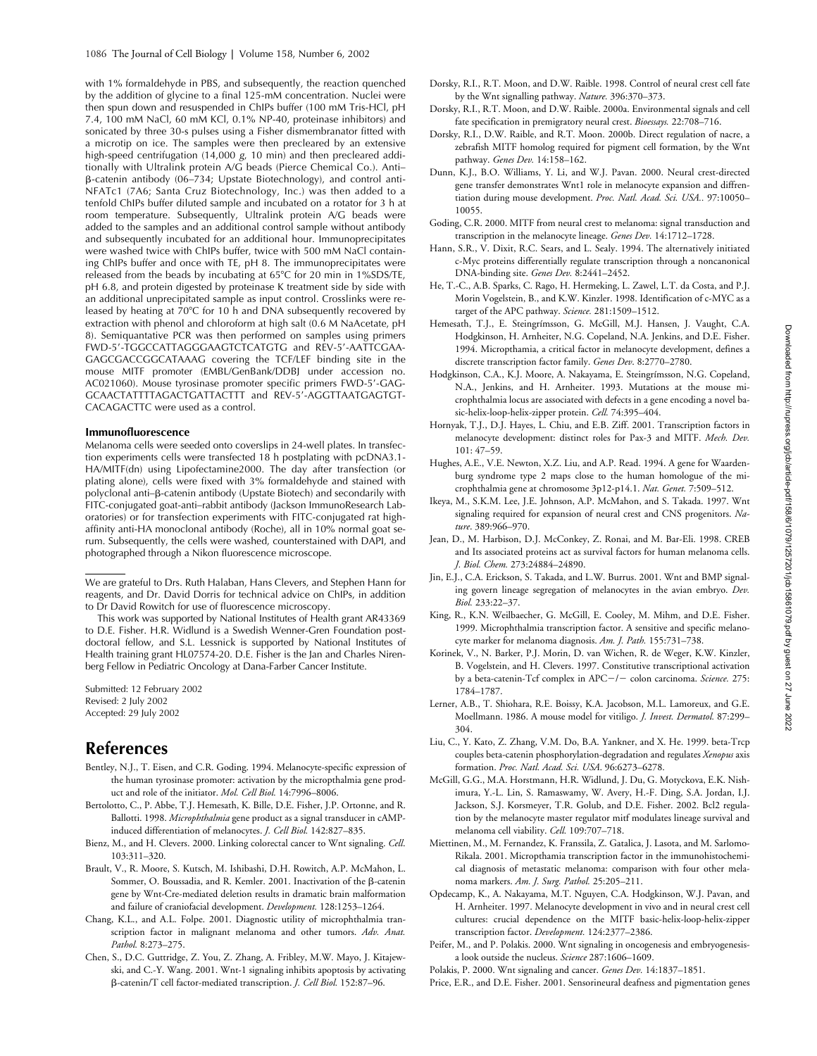with 1% formaldehyde in PBS, and subsequently, the reaction quenched by the addition of glycine to a final 125-mM concentration. Nuclei were then spun down and resuspended in ChIPs buffer (100 mM Tris-HCl, pH 7.4, 100 mM NaCl, 60 mM KCl, 0.1% NP-40, proteinase inhibitors) and sonicated by three 30-s pulses using a Fisher dismembranator fitted with a microtip on ice. The samples were then precleared by an extensive high-speed centrifugation (14,000 *g*, 10 min) and then precleared additionally with Ultralink protein A/G beads (Pierce Chemical Co.). Anti–β-catenin antibody (06–734; Upstate Biotechnology), and control anti-NFATc1 (7A6; Santa Cruz Biotechnology, Inc.) was then added to a tenfold ChIPs buffer diluted sample and incubated on a rotator for 3 h at room temperature. Subsequently, Ultralink protein A/G beads were added to the samples and an additional control sample without antibody and subsequently incubated for an additional hour. Immunoprecipitates were washed twice with ChIPs buffer, twice with 500 mM NaCl containing ChIPs buffer and once with TE, pH 8. The immunoprecipitates were released from the beads by incubating at 65°C for 20 min in 1%SDS/TE, pH 6.8, and protein digested by proteinase K treatment side by side with an additional unprecipitated sample as input control. Crosslinks were released by heating at 70°C for 10 h and DNA subsequently recovered by extraction with phenol and chloroform at high salt (0.6 M NaAcetate, pH 8). Semiquantative PCR was then performed on samples using primers FWD-5′-TGGCCATTAGGGAAGTCTCATGTG and REV-5′-AATTCGAAGAGCGACCGGCATAAAG covering the TCF/LEF binding site in the mouse MITF promoter (EMBL/GenBank/DDBJ under accession no. AC021060). Mouse tyrosinase promoter specific primers FWD-5′-GAGGCAACTATTTTAGACTGATTACTTT and REV-5′-AGGTTAATGAGTGTCACAGACTTC were used as a control.

### Immunofluorescence

Melanoma cells were seeded onto coverslips in 24-well plates. In transfection experiments cells were transfected 18 h postplating with pcDNA3.1-HA/MITF(dn) using Lipofectamine2000. The day after transfection (or plating alone), cells were fixed with 3% formaldehyde and stained with polyclonal anti–β-catenin antibody (Upstate Biotech) and secondarily with FITC-conjugated goat-anti–rabbit antibody (Jackson ImmunoResearch Laboratories) or for transfection experiments with FITC-conjugated rat high-affinity anti-HA monoclonal antibody (Roche), all in 10% normal goat serum. Subsequently, the cells were washed, counterstained with DAPI, and photographed through a Nikon fluorescence microscope.

---

We are grateful to Drs. Ruth Halaban, Hans Clevers, and Stephen Hann for reagents, and Dr. David Dorris for technical advice on ChIPs, in addition to Dr David Rowitch for use of fluorescence microscopy.

This work was supported by National Institutes of Health grant AR43369 to D.E. Fisher. H.R. Widlund is a Swedish Wenner-Gren Foundation postdoctoral fellow, and S.L. Lessnick is supported by National Institutes of Health training grant HL07574-20. D.E. Fisher is the Jan and Charles Nirenberg Fellow in Pediatric Oncology at Dana-Farber Cancer Institute.

Submitted: 12 February 2002
Revised: 2 July 2002
Accepted: 29 July 2002

# References

Bentley, N.J., T. Eisen, and C.R. Goding. 1994. Melanocyte-specific expression of the human tyrosinase promoter: activation by the micropthalmia gene product and role of the initiator. *Mol. Cell Biol.* 14:7996–8006.

Bertolotto, C., P. Abbe, T.J. Hemesath, K. Bille, D.E. Fisher, J.P. Ortonne, and R. Ballotti. 1998. *Microphthalmia* gene product as a signal transducer in cAMP-induced differentiation of melanocytes. *J. Cell Biol.* 142:827–835.

Bienz, M., and H. Clevers. 2000. Linking colorectal cancer to Wnt signaling. *Cell.* 103:311–320.

Brault, V., R. Moore, S. Kutsch, M. Ishibashi, D.H. Rowitch, A.P. McMahon, L. Sommer, O. Boussadia, and R. Kemler. 2001. Inactivation of the β-catenin gene by Wnt-Cre-mediated deletion results in dramatic brain malformation and failure of craniofacial development. *Development.* 128:1253–1264.

Chang, K.L., and A.L. Folpe. 2001. Diagnostic utility of microphthalmia transcription factor in malignant melanoma and other tumors. *Adv. Anat. Pathol.* 8:273–275.

Chen, S., D.C. Guttridge, Z. You, Z. Zhang, A. Fribley, M.W. Mayo, J. Kitajewski, and C.-Y. Wang. 2001. Wnt-1 signaling inhibits apoptosis by activating β-catenin/T cell factor-mediated transcription. *J. Cell Biol.* 152:87–96.

Dorsky, R.I., R.T. Moon, and D.W. Raible. 1998. Control of neural crest cell fate by the Wnt signalling pathway. *Nature.* 396:370–373.

Dorsky, R.I., R.T. Moon, and D.W. Raible. 2000a. Environmental signals and cell fate specification in premigratory neural crest. *Bioessays.* 22:708–716.

Dorsky, R.I., D.W. Raible, and R.T. Moon. 2000b. Direct regulation of nacre, a zebrafish MITF homolog required for pigment cell formation, by the Wnt pathway. *Genes Dev.* 14:158–162.

Dunn, K.J., B.O. Williams, Y. Li, and W.J. Pavan. 2000. Neural crest-directed gene transfer demonstrates Wnt1 role in melanocyte expansion and diffrentiation during mouse development. *Proc. Natl. Acad. Sci. USA.*. 97:10050–10055.

Goding, C.R. 2000. MITF from neural crest to melanoma: signal transduction and transcription in the melanocyte lineage. *Genes Dev.* 14:1712–1728.

Hann, S.R., V. Dixit, R.C. Sears, and L. Sealy. 1994. The alternatively initiated c-Myc proteins differentially regulate transcription through a noncanonical DNA-binding site. *Genes Dev.* 8:2441–2452.

He, T.-C., A.B. Sparks, C. Rago, H. Hermeking, L. Zawel, L.T. da Costa, and P.J. Morin Vogelstein, B., and K.W. Kinzler. 1998. Identification of c-MYC as a target of the APC pathway. *Science.* 281:1509–1512.

Hemesath, T.J., E. Steingrímsson, G. McGill, M.J. Hansen, J. Vaught, C.A. Hodgkinson, H. Arnheiter, N.G. Copeland, N.A. Jenkins, and D.E. Fisher. 1994. Micropthamia, a critical factor in melanocyte development, defines a discrete transcription factor family. *Genes Dev.* 8:2770–2780.

Hodgkinson, C.A., K.J. Moore, A. Nakayama, E. Steingrímsson, N.G. Copeland, N.A., Jenkins, and H. Arnheiter. 1993. Mutations at the mouse microphthalmia locus are associated with defects in a gene encoding a novel basic-helix-loop-helix-zipper protein. *Cell.* 74:395–404.

Hornyak, T.J., D.J. Hayes, L. Chiu, and E.B. Ziff. 2001. Transcription factors in melanocyte development: distinct roles for Pax-3 and MITF. *Mech. Dev.* 101: 47–59.

Hughes, A.E., V.E. Newton, X.Z. Liu, and A.P. Read. 1994. A gene for Waardenburg syndrome type 2 maps close to the human homologue of the microphthalmia gene at chromosome 3p12-p14.1. *Nat. Genet.* 7:509–512.

Ikeya, M., S.K.M. Lee, J.E. Johnson, A.P. McMahon, and S. Takada. 1997. Wnt signaling required for expansion of neural crest and CNS progenitors. *Nature.* 389:966–970.

Jean, D., M. Harbison, D.J. McConkey, Z. Ronai, and M. Bar-Eli. 1998. CREB and Its associated proteins act as survival factors for human melanoma cells. *J. Biol. Chem.* 273:24884–24890.

Jin, E.J., C.A. Erickson, S. Takada, and L.W. Burrus. 2001. Wnt and BMP signaling govern lineage segregation of melanocytes in the avian embryo. *Dev. Biol.* 233:22–37.

King, R., K.N. Weilbaecher, G. McGill, E. Cooley, M. Mihm, and D.E. Fisher. 1999. Microphthalmia transcription factor. A sensitive and specific melanocyte marker for melanoma diagnosis. *Am. J. Path.* 155:731–738.

Korinek, V., N. Barker, P.J. Morin, D. van Wichen, R. de Weger, K.W. Kinzler, B. Vogelstein, and H. Clevers. 1997. Constitutive transcriptional activation by a beta-catenin-Tcf complex in APC−/− colon carcinoma. *Science.* 275: 1784–1787.

Lerner, A.B., T. Shiohara, R.E. Boissy, K.A. Jacobson, M.L. Lamoreux, and G.E. Moellmann. 1986. A mouse model for vitiligo. *J. Invest. Dermatol.* 87:299–304.

Liu, C., Y. Kato, Z. Zhang, V.M. Do, B.A. Yankner, and X. He. 1999. beta-Trcp couples beta-catenin phosphorylation-degradation and regulates *Xenopus* axis formation. *Proc. Natl. Acad. Sci. USA.* 96:6273–6278.

McGill, G.G., M.A. Horstmann, H.R. Widlund, J. Du, G. Motyckova, E.K. Nishimura, Y.-L. Lin, S. Ramaswamy, W. Avery, H.-F. Ding, S.A. Jordan, I.J. Jackson, S.J. Korsmeyer, T.R. Golub, and D.E. Fisher. 2002. Bcl2 regulation by the melanocyte master regulator mitf modulates lineage survival and melanoma cell viability. *Cell.* 109:707–718.

Miettinen, M., M. Fernandez, K. Franssila, Z. Gatalica, J. Lasota, and M. Sarlomo-Rikala. 2001. Micropthamia transcription factor in the immunohistochemical diagnosis of metastatic melanoma: comparison with four other melanoma markers. *Am. J. Surg. Pathol.* 25:205–211.

Opdecamp, K., A. Nakayama, M.T. Nguyen, C.A. Hodgkinson, W.J. Pavan, and H. Arnheiter. 1997. Melanocyte development in vivo and in neural crest cell cultures: crucial dependence on the MITF basic-helix-loop-helix-zipper transcription factor. *Development.* 124:2377–2386.

Peifer, M., and P. Polakis. 2000. Wnt signaling in oncogenesis and embryogenesis-a look outside the nucleus. *Science* 287:1606–1609.

Polakis, P. 2000. Wnt signaling and cancer. *Genes Dev.* 14:1837–1851.

Price, E.R., and D.E. Fisher. 2001. Sensorineural deafness and pigmentation genes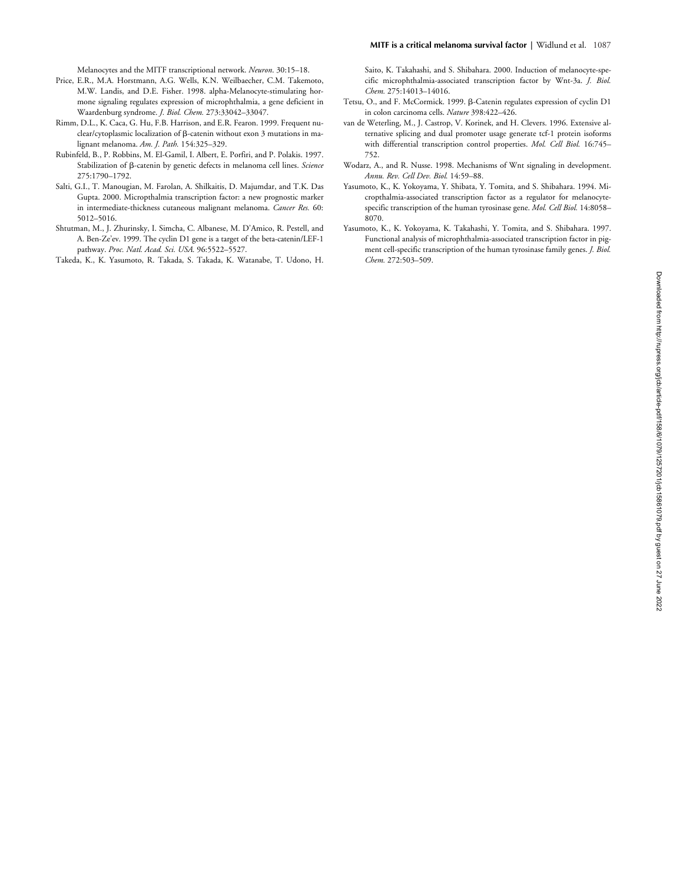Melanocytes and the MITF transcriptional network. *Neuron*. 30:15–18.

Price, E.R., M.A. Horstmann, A.G. Wells, K.N. Weilbaecher, C.M. Takemoto, M.W. Landis, and D.E. Fisher. 1998. alpha-Melanocyte-stimulating hormone signaling regulates expression of microphthalmia, a gene deficient in Waardenburg syndrome. *J. Biol. Chem.* 273:33042–33047.

Rimm, D.L., K. Caca, G. Hu, F.B. Harrison, and E.R. Fearon. 1999. Frequent nuclear/cytoplasmic localization of β-catenin without exon 3 mutations in malignant melanoma. *Am. J. Path.* 154:325–329.

Rubinfeld, B., P. Robbins, M. El-Gamil, I. Albert, E. Porfiri, and P. Polakis. 1997. Stabilization of β-catenin by genetic defects in melanoma cell lines. *Science* 275:1790–1792.

Salti, G.I., T. Manougian, M. Farolan, A. Shilkaitis, D. Majumdar, and T.K. Das Gupta. 2000. Micropthalmia transcription factor: a new prognostic marker in intermediate-thickness cutaneous malignant melanoma. *Cancer Res.* 60: 5012–5016.

Shtutman, M., J. Zhurinsky, I. Simcha, C. Albanese, M. D'Amico, R. Pestell, and A. Ben-Ze'ev. 1999. The cyclin D1 gene is a target of the beta-catenin/LEF-1 pathway. *Proc. Natl. Acad. Sci. USA.* 96:5522–5527.

Takeda, K., K. Yasumoto, R. Takada, S. Takada, K. Watanabe, T. Udono, H. Saito, K. Takahashi, and S. Shibahara. 2000. Induction of melanocyte-specific microphthalmia-associated transcription factor by Wnt-3a. *J. Biol. Chem.* 275:14013–14016.

Tetsu, O., and F. McCormick. 1999. β-Catenin regulates expression of cyclin D1 in colon carcinoma cells. *Nature* 398:422–426.

van de Weterling, M., J. Castrop, V. Korinek, and H. Clevers. 1996. Extensive alternative splicing and dual promoter usage generate tcf-1 protein isoforms with differential transcription control properties. *Mol. Cell Biol.* 16:745–752.

Wodarz, A., and R. Nusse. 1998. Mechanisms of Wnt signaling in development. *Annu. Rev. Cell Dev. Biol.* 14:59–88.

Yasumoto, K., K. Yokoyama, Y. Shibata, Y. Tomita, and S. Shibahara. 1994. Micropthalmia-associated transcription factor as a regulator for melanocyte-specific transcription of the human tyrosinase gene. *Mol. Cell Biol.* 14:8058–8070.

Yasumoto, K., K. Yokoyama, K. Takahashi, Y. Tomita, and S. Shibahara. 1997. Functional analysis of microphthalmia-associated transcription factor in pigment cell-specific transcription of the human tyrosinase family genes. *J. Biol. Chem.* 272:503–509.